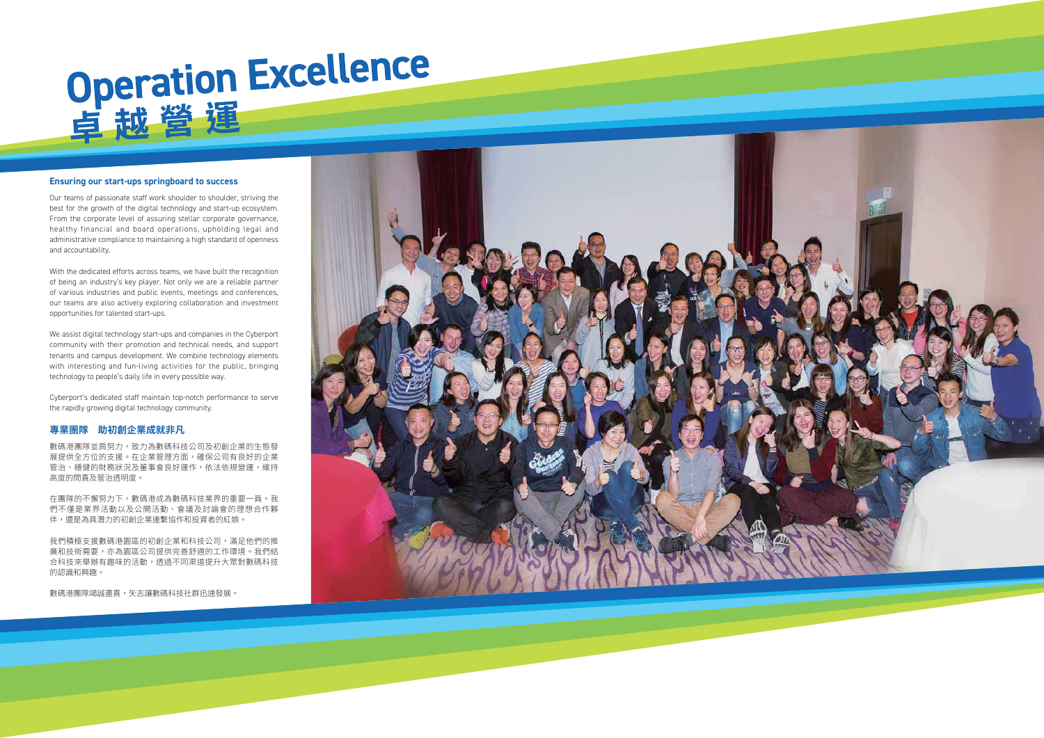# Operation Excellence
# 卓越營運

**Ensuring our start-ups springboard to success**

Our teams of passionate staff work shoulder to shoulder, striving the best for the growth of the digital technology and start-up ecosystem. From the corporate level of assuring stellar corporate governance, healthy financial and board operations, upholding legal and administrative compliance to maintaining a high standard of openness and accountability.

With the dedicated efforts across teams, we have built the recognition of being an industry's key player. Not only we are a reliable partner of various industries and public events, meetings and conferences, our teams are also actively exploring collaboration and investment opportunities for talented start-ups.

We assist digital technology start-ups and companies in the Cyberport community with their promotion and technical needs, and support tenants and campus development. We combine technology elements with interesting and fun-living activities for the public, bringing technology to people's daily life in every possible way.

Cyberport's dedicated staff maintain top-notch performance to serve the rapidly growing digital technology community.

**專業團隊　助初創企業成就非凡**

數碼港團隊並肩努力，致力為數碼科技公司及初創企業的生態發展提供全方位的支援。在企業管理方面，確保公司有良好的企業管治、穩健的財務狀況及董事會良好運作，依法依規營運，維持高度的問責及管治透明度。

在團隊的不懈努力下，數碼港成為數碼科技業界的重要一員。我們不僅是業界活動以及公開活動、會議及討論會的理想合作夥伴，還是為具潛力的初創企業連繫協作和投資者的紅娘。

我們積極支援數碼港園區的初創企業和科技公司，滿足他們的推廣和技術需要，亦為園區公司提供完善舒適的工作環境。我們結合科技來舉辦有趣味的活動，透過不同渠道提升大眾對數碼科技的認識和興趣。

數碼港團隊竭誠盡責，矢志讓數碼科技社群迅速發展。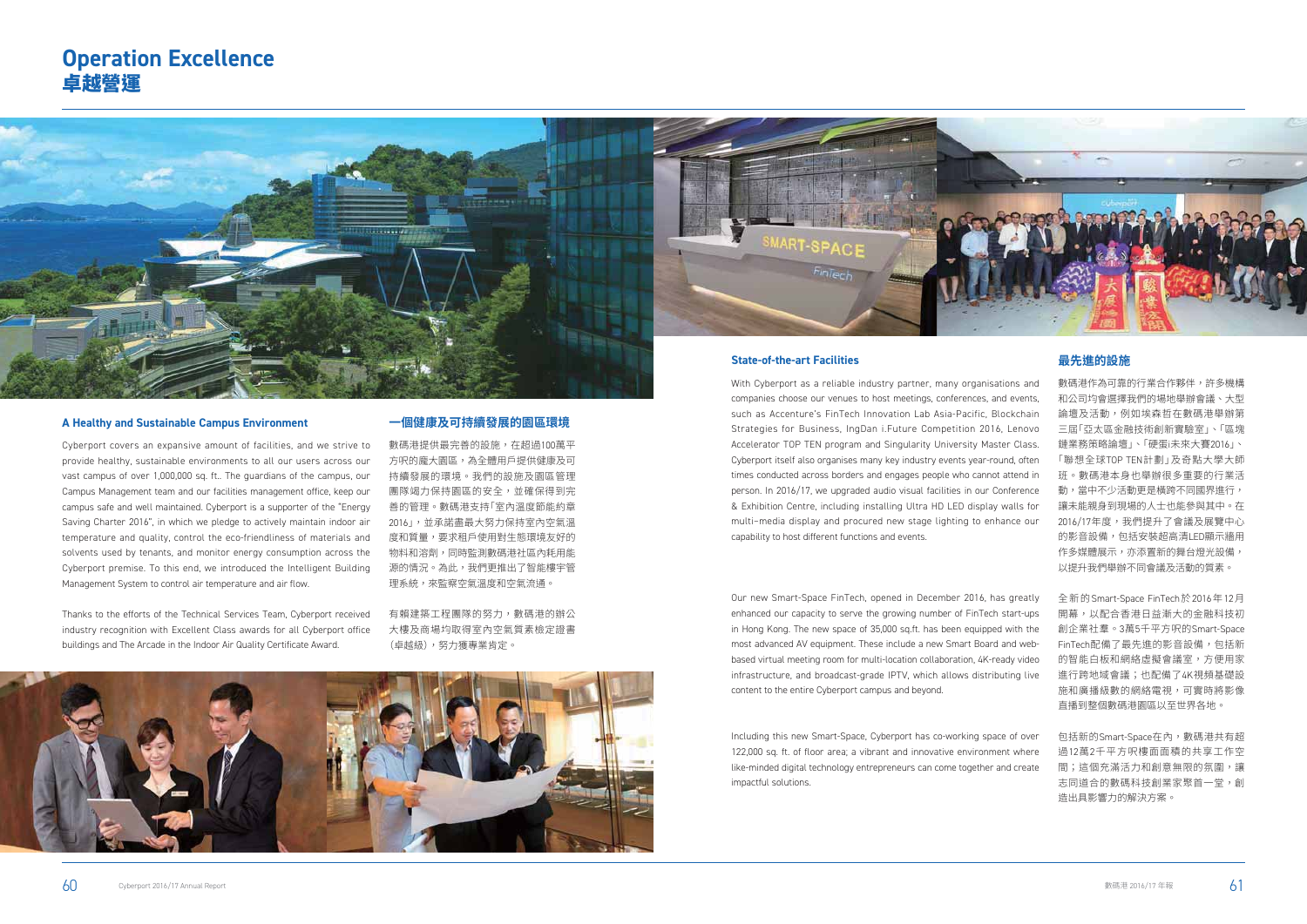# Operation Excellence
# 卓越營運

## A Healthy and Sustainable Campus Environment

Cyberport covers an expansive amount of facilities, and we strive to provide healthy, sustainable environments to all our users across our vast campus of over 1,000,000 sq. ft.. The guardians of the campus, our Campus Management team and our facilities management office, keep our campus safe and well maintained. Cyberport is a supporter of the "Energy Saving Charter 2016", in which we pledge to actively maintain indoor air temperature and quality, control the eco-friendliness of materials and solvents used by tenants, and monitor energy consumption across the Cyberport premise. To this end, we introduced the Intelligent Building Management System to control air temperature and air flow.

Thanks to the efforts of the Technical Services Team, Cyberport received industry recognition with Excellent Class awards for all Cyberport office buildings and The Arcade in the Indoor Air Quality Certificate Award.

## 一個健康及可持續發展的園區環境

數碼港提供最完善的設施，在超過100萬平方呎的龐大園區，為全體用戶提供健康及可持續發展的環境。我們的設施及園區管理團隊竭力保持園區的安全，並確保得到完善的管理。數碼港支持「室內溫度節能約章2016」，並承諾盡最大努力保持室內空氣溫度和質量，要求租戶使用對生態環境友好的物料和溶劑，同時監測數碼港社區內耗用能源的情況。為此，我們更推出了智能樓宇管理系統，來監察空氣溫度和空氣流通。

有賴建築工程團隊的努力，數碼港的辦公大樓及商場均取得室內空氣質素檢定證書（卓越級），努力獲專業肯定。

## State-of-the-art Facilities

With Cyberport as a reliable industry partner, many organisations and companies choose our venues to host meetings, conferences, and events, such as Accenture's FinTech Innovation Lab Asia-Pacific, Blockchain Strategies for Business, IngDan i.Future Competition 2016, Lenovo Accelerator TOP TEN program and Singularity University Master Class. Cyberport itself also organises many key industry events year-round, often times conducted across borders and engages people who cannot attend in person. In 2016/17, we upgraded audio visual facilities in our Conference & Exhibition Centre, including installing Ultra HD LED display walls for multi-media display and procured new stage lighting to enhance our capability to host different functions and events.

Our new Smart-Space FinTech, opened in December 2016, has greatly enhanced our capacity to serve the growing number of FinTech start-ups in Hong Kong. The new space of 35,000 sq.ft. has been equipped with the most advanced AV equipment. These include a new Smart Board and web-based virtual meeting room for multi-location collaboration, 4K-ready video infrastructure, and broadcast-grade IPTV, which allows distributing live content to the entire Cyberport campus and beyond.

Including this new Smart-Space, Cyberport has co-working space of over 122,000 sq. ft. of floor area; a vibrant and innovative environment where like-minded digital technology entrepreneurs can come together and create impactful solutions.

## 最先進的設施

數碼港作為可靠的行業合作夥伴，許多機構和公司均會選擇我們的場地舉辦會議、大型論壇及活動，例如埃森哲在數碼港舉辦第三屆「亞太區金融技術創新實驗室」、「區塊鏈業務策略論壇」、「硬蛋i未來大賽2016」、「聯想全球TOP TEN計劃」及奇點大學大師班。數碼港本身也舉辦很多重要的行業活動，當中不少活動更是橫跨不同國界進行，讓未能親身到現場的人士也能參與其中。在2016/17年度，我們提升了會議及展覽中心的影音設備，包括安裝超高清LED顯示牆用作多媒體展示，亦添置新的舞台燈光設備，以提升我們舉辦不同會議及活動的質素。

全新的Smart-Space FinTech於2016年12月開幕，以配合香港日益漸大的金融科技初創企業社羣。3萬5千平方呎的Smart-Space FinTech配備了最先進的影音設備，包括新的智能白板和網絡虛擬會議室，方便用家進行跨地域會議；也配備了4K視頻基礎設施和廣播級數的網絡電視，可實時將影像直播到整個數碼港園區以至世界各地。

包括新的Smart-Space在內，數碼港共有超過12萬2千平方呎樓面面積的共享工作空間；這個充滿活力和創意無限的氛圍，讓志同道合的數碼科技創業家聚首一堂，創造出具影響力的解決方案。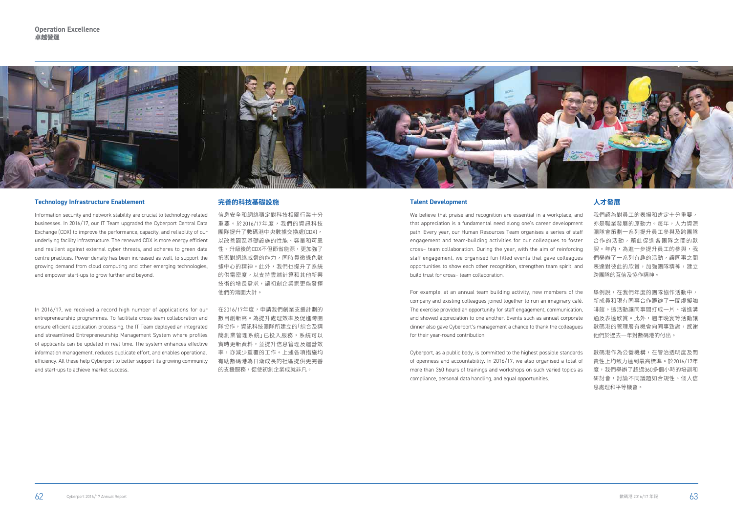# Operation Excellence
# 卓越營運

## Technology Infrastructure Enablement

Information security and network stability are crucial to technology-related businesses. In 2016/17, our IT Team upgraded the Cyberport Central Data Exchange (CDX) to improve the performance, capacity, and reliability of our underlying facility infrastructure. The renewed CDX is more energy efficient and resilient against external cyber threats, and adheres to green data centre practices. Power density has been increased as well, to support the growing demand from cloud computing and other emerging technologies, and empower start-ups to grow further and beyond.

In 2016/17, we received a record high number of applications for our entrepreneurship programmes. To facilitate cross-team collaboration and ensure efficient application processing, the IT Team deployed an integrated and streamlined Entrepreneurship Management System where profiles of applicants can be updated in real time. The system enhances effective information management, reduces duplicate effort, and enables operational efficiency. All these help Cyberport to better support its growing community and start-ups to achieve market success.

## 完善的科技基礎設施

信息安全和網絡穩定對科技相關行業十分重要。於2016/17年度，我們的資訊科技團隊提升了數碼港中央數據交換處(CDX)，以改善園區基礎設施的性能、容量和可靠性。升級後的CDX不但節省能源，更加強了抵禦對網絡威脅的能力，同時貫徹綠色數據中心的精神。此外，我們也提升了系統的供電密度，以支持雲端計算和其他新興技術的增長需求，讓初創企業家更能發揮他們的鴻圖大計。

在2016/17年度，申請我們創業支援計劃的數目創新高。為提升處理效率及促進跨團隊協作，資訊科技團隊所建立的「綜合及精簡創業管理系統」已投入服務，系統可以實時更新資料，並提升信息管理及運營效率，亦減少重覆的工作。上述各項措施均有助數碼港為日漸成長的社區提供更完善的支援服務，促使初創企業成就非凡。

## Talent Development

We believe that praise and recognition are essential in a workplace, and that appreciation is a fundamental need along one's career development path. Every year, our Human Resources Team organises a series of staff engagement and team-building activities for our colleagues to foster cross- team collaboration. During the year, with the aim of reinforcing staff engagement, we organised fun-filled events that gave colleagues opportunities to show each other recognition, strengthen team spirit, and build trust for cross- team collaboration.

For example, at an annual team building activity, new members of the company and existing colleagues joined together to run an imaginary café. The exercise provided an opportunity for staff engagement, communication, and showed appreciation to one another. Events such as annual corporate dinner also gave Cyberport's management a chance to thank the colleagues for their year-round contribution.

Cyberport, as a public body, is committed to the highest possible standards of openness and accountability. In 2016/17, we also organised a total of more than 360 hours of trainings and workshops on such varied topics as compliance, personal data handling, and equal opportunities.

## 人才發展

我們認為對員工的表揚和肯定十分重要，亦是職業發展的原動力。每年，人力資源團隊會策劃一系列提升員工參與及跨團隊合作的活動，藉此促進各團隊之間的默契。年內，為進一步提升員工的參與，我們舉辦了一系列有趣的活動，讓同事之間表達對彼此的欣賞，加強團隊精神，建立跨團隊的互信及協作精神。

舉例說，在我們年度的團隊協作活動中，新成員和現有同事合作籌辦了一間虛擬咖啡館。這活動讓同事間打成一片、增進溝通及表達欣賞。此外，週年晚宴等活動讓數碼港的管理層有機會向同事致謝，感謝他們於過去一年對數碼港的付出。

數碼港作為公營機構，在管治透明度及問責性上均致力達到最高標準。於2016/17年度，我們舉辦了超過360多個小時的培訓和研討會，討論不同議題如合規性、個人信息處理和平等機會。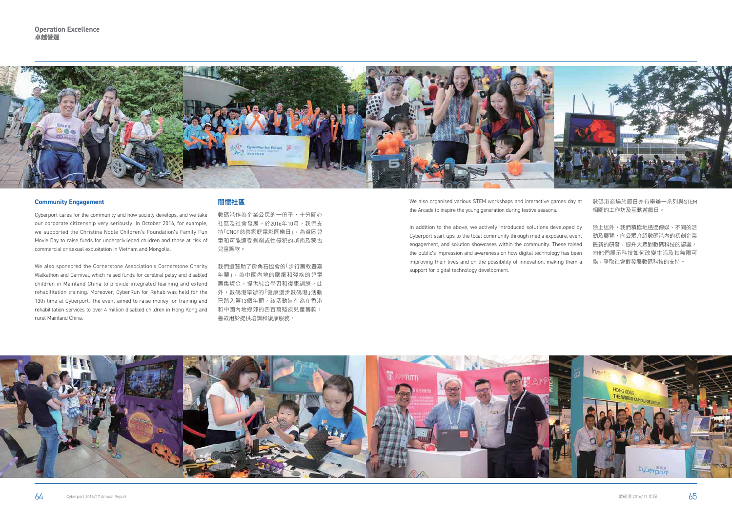## Community Engagement

Cyberport cares for the community and how society develops, and we take our corporate citizenship very seriously. In October 2016, for example, we supported the Christina Noble Children's Foundation's Family Fun Movie Day to raise funds for underprivileged children and those at risk of commercial or sexual exploitation in Vietnam and Mongolia.

We also sponsored the Cornerstone Association's Cornerstone Charity Walkathon and Carnival, which raised funds for cerebral palsy and disabled children in Mainland China to provide integrated learning and extend rehabilitation training. Moreover, CyberRun for Rehab was held for the 13th time at Cyberport. The event aimed to raise money for training and rehabilitation services to over 4 million disabled children in Hong Kong and rural Mainland China.

## 關懷社區

數碼港作為企業公民的一份子，十分關心社區及社會發展。於2016年10月，我們支持「CNCF慈善家庭電影同樂日」，為貧困兒童和可能遭受剝削或性侵犯的越南及蒙古兒童籌款。

我們還贊助了房角石協會的「步行籌款暨嘉年華」，為中國內地的腦癱和殘疾的兒童籌集資金，提供綜合學習和復康訓練。此外，數碼港舉辦的「健康漫步數碼港」活動已踏入第13個年頭，該活動旨在為在香港和中國內地鄉郊的四百萬殘疾兒童籌款，善款用於提供培訓和復康服務。

We also organised various STEM workshops and interactive games day at the Arcade to inspire the young generation during festive seasons.

In addition to the above, we actively introduced solutions developed by Cyberport start-ups to the local community through media exposure, event engagement, and solution showcases within the community. These raised the public's impression and awareness on how digital technology has been improving their lives and on the possibility of innovation, making them a support for digital technology development.

數碼港商場於節日亦有舉辦一系列與STEM相關的工作坊及互動遊戲日。

除上述外，我們積極地透過傳媒、不同的活動及展覽，向公眾介紹數碼港內的初創企業最新的研發，提升大眾對數碼科技的認識，向他們展示科技如何改變生活及其無限可能，爭取社會對發展數碼科技的支持。